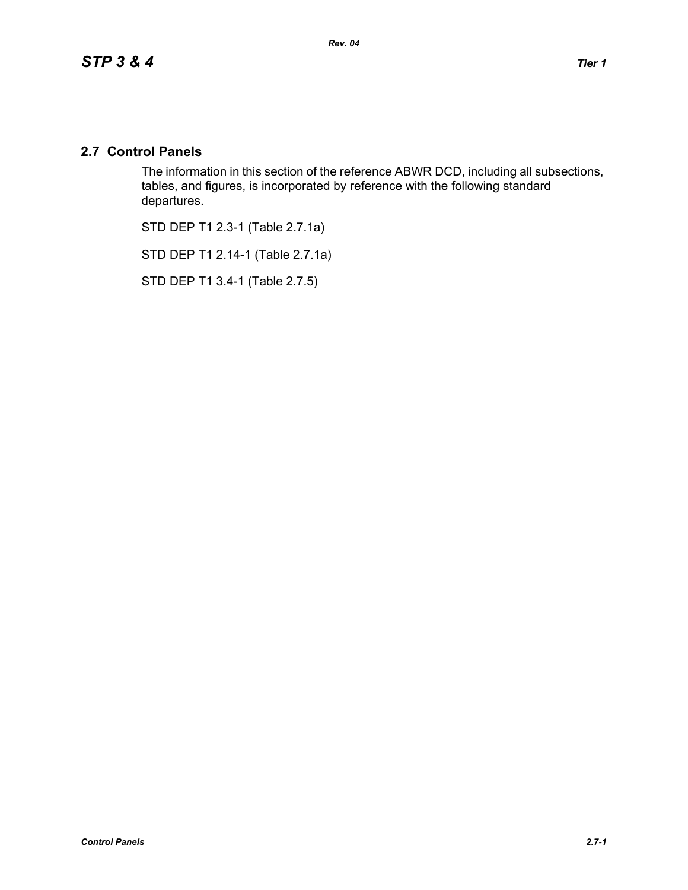## 2.7 Control Panels

The information in this section of the reference ABWR DCD, including all subsections, tables, and figures, is incorporated by reference with the following standard departures.

STD DEP T1 2.3-1 (Table 2.7.1a)

STD DEP T1 2.14-1 (Table 2.7.1a)

STD DEP T1 3.4-1 (Table 2.7.5)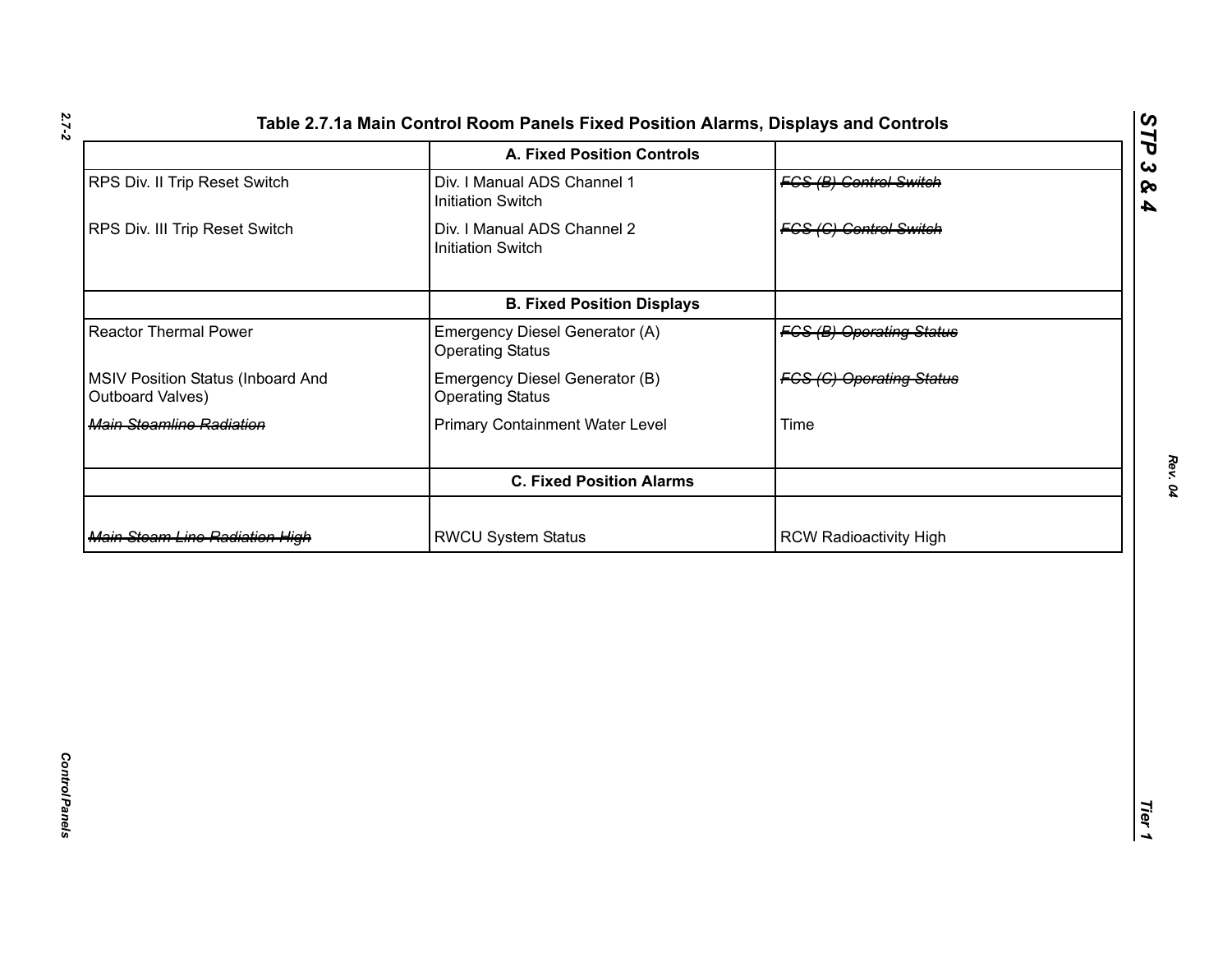## Table 2.7.1a Main Control Room Panels Fixed Position Alarms, Displays and Controls

| | | |
|---|---|---|
| | **A. Fixed Position Controls** | |
| RPS Div. II Trip Reset Switch<br><br>RPS Div. III Trip Reset Switch | Div. I Manual ADS Channel 1 Initiation Switch<br><br>Div. I Manual ADS Channel 2 Initiation Switch | ~~FCS (B) Control Switch~~<br><br>~~FCS (C) Control Switch~~ |
| | **B. Fixed Position Displays** | |
| Reactor Thermal Power<br><br>MSIV Position Status (Inboard And Outboard Valves)<br><br>~~Main Steamline Radiation~~ | Emergency Diesel Generator (A) Operating Status<br><br>Emergency Diesel Generator (B) Operating Status<br><br>Primary Containment Water Level | ~~FCS (B) Operating Status~~<br><br>~~FCS (C) Operating Status~~<br><br>Time |
| | **C. Fixed Position Alarms** | |
| ~~Main Steam Line Radiation High~~ | RWCU System Status | RCW Radioactivity High |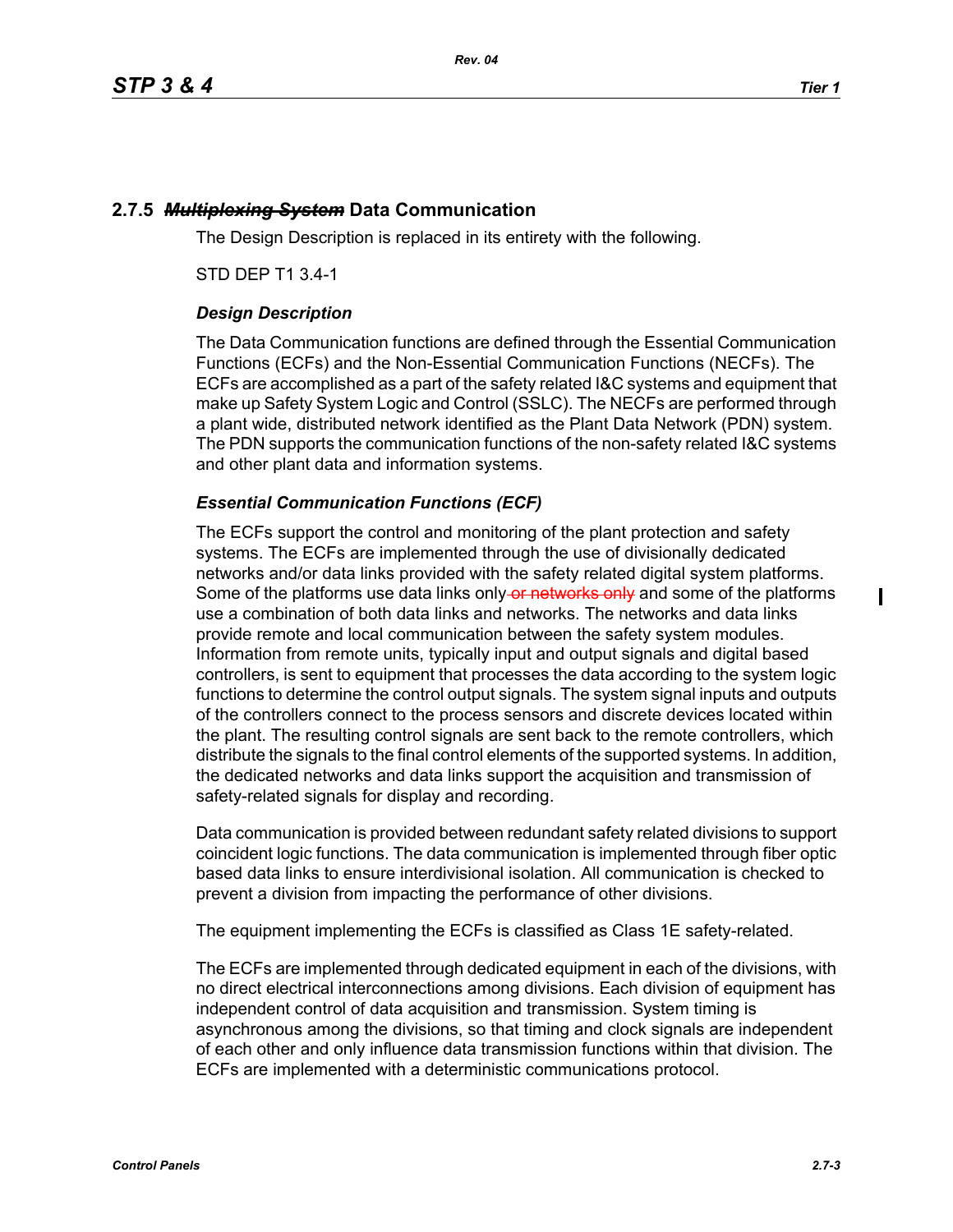## 2.7.5 ~~*Multiplexing System*~~ Data Communication

The Design Description is replaced in its entirety with the following.

STD DEP T1 3.4-1

### *Design Description*

The Data Communication functions are defined through the Essential Communication Functions (ECFs) and the Non-Essential Communication Functions (NECFs). The ECFs are accomplished as a part of the safety related I&C systems and equipment that make up Safety System Logic and Control (SSLC). The NECFs are performed through a plant wide, distributed network identified as the Plant Data Network (PDN) system. The PDN supports the communication functions of the non-safety related I&C systems and other plant data and information systems.

### *Essential Communication Functions (ECF)*

The ECFs support the control and monitoring of the plant protection and safety systems. The ECFs are implemented through the use of divisionally dedicated networks and/or data links provided with the safety related digital system platforms. Some of the platforms use data links only ~~or networks only~~ and some of the platforms use a combination of both data links and networks. The networks and data links provide remote and local communication between the safety system modules. Information from remote units, typically input and output signals and digital based controllers, is sent to equipment that processes the data according to the system logic functions to determine the control output signals. The system signal inputs and outputs of the controllers connect to the process sensors and discrete devices located within the plant. The resulting control signals are sent back to the remote controllers, which distribute the signals to the final control elements of the supported systems. In addition, the dedicated networks and data links support the acquisition and transmission of safety-related signals for display and recording.

Data communication is provided between redundant safety related divisions to support coincident logic functions. The data communication is implemented through fiber optic based data links to ensure interdivisional isolation. All communication is checked to prevent a division from impacting the performance of other divisions.

The equipment implementing the ECFs is classified as Class 1E safety-related.

The ECFs are implemented through dedicated equipment in each of the divisions, with no direct electrical interconnections among divisions. Each division of equipment has independent control of data acquisition and transmission. System timing is asynchronous among the divisions, so that timing and clock signals are independent of each other and only influence data transmission functions within that division. The ECFs are implemented with a deterministic communications protocol.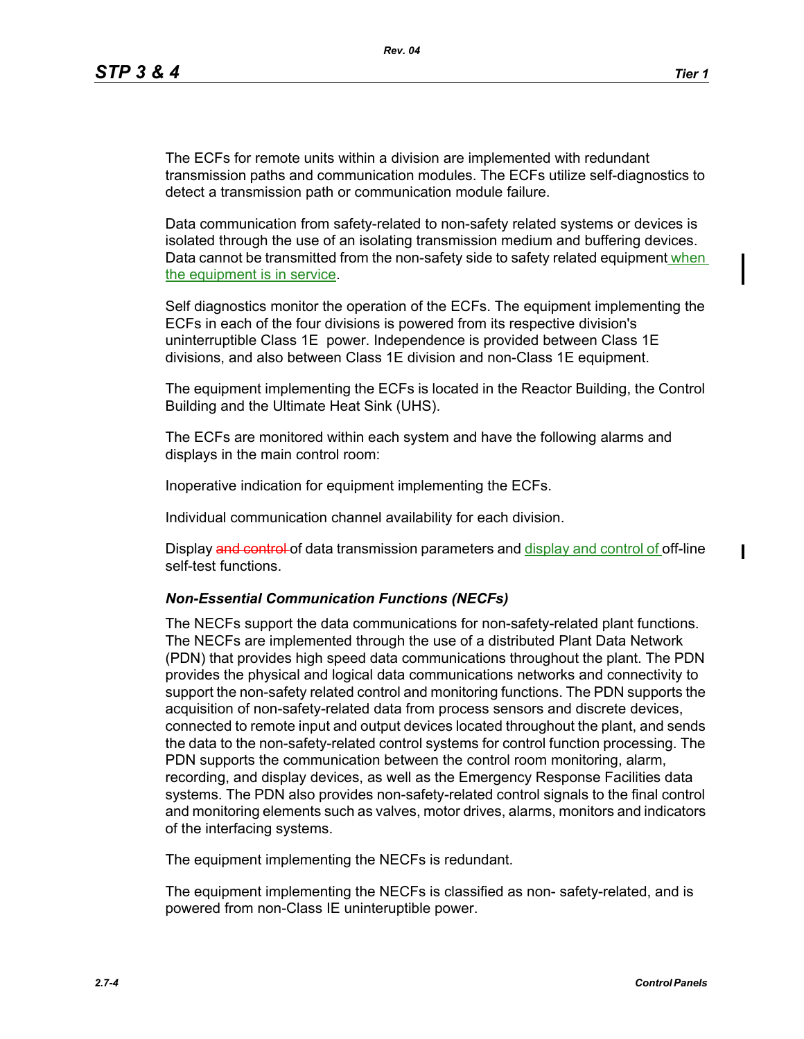The ECFs for remote units within a division are implemented with redundant transmission paths and communication modules. The ECFs utilize self-diagnostics to detect a transmission path or communication module failure.

Data communication from safety-related to non-safety related systems or devices is isolated through the use of an isolating transmission medium and buffering devices. Data cannot be transmitted from the non-safety side to safety related equipment when the equipment is in service.

Self diagnostics monitor the operation of the ECFs. The equipment implementing the ECFs in each of the four divisions is powered from its respective division's uninterruptible Class 1E power. Independence is provided between Class 1E divisions, and also between Class 1E division and non-Class 1E equipment.

The equipment implementing the ECFs is located in the Reactor Building, the Control Building and the Ultimate Heat Sink (UHS).

The ECFs are monitored within each system and have the following alarms and displays in the main control room:

Inoperative indication for equipment implementing the ECFs.

Individual communication channel availability for each division.

Display ~~and control~~ of data transmission parameters and display and control of off-line self-test functions.

***Non-Essential Communication Functions (NECFs)***

The NECFs support the data communications for non-safety-related plant functions. The NECFs are implemented through the use of a distributed Plant Data Network (PDN) that provides high speed data communications throughout the plant. The PDN provides the physical and logical data communications networks and connectivity to support the non-safety related control and monitoring functions. The PDN supports the acquisition of non-safety-related data from process sensors and discrete devices, connected to remote input and output devices located throughout the plant, and sends the data to the non-safety-related control systems for control function processing. The PDN supports the communication between the control room monitoring, alarm, recording, and display devices, as well as the Emergency Response Facilities data systems. The PDN also provides non-safety-related control signals to the final control and monitoring elements such as valves, motor drives, alarms, monitors and indicators of the interfacing systems.

The equipment implementing the NECFs is redundant.

The equipment implementing the NECFs is classified as non- safety-related, and is powered from non-Class IE uninteruptible power.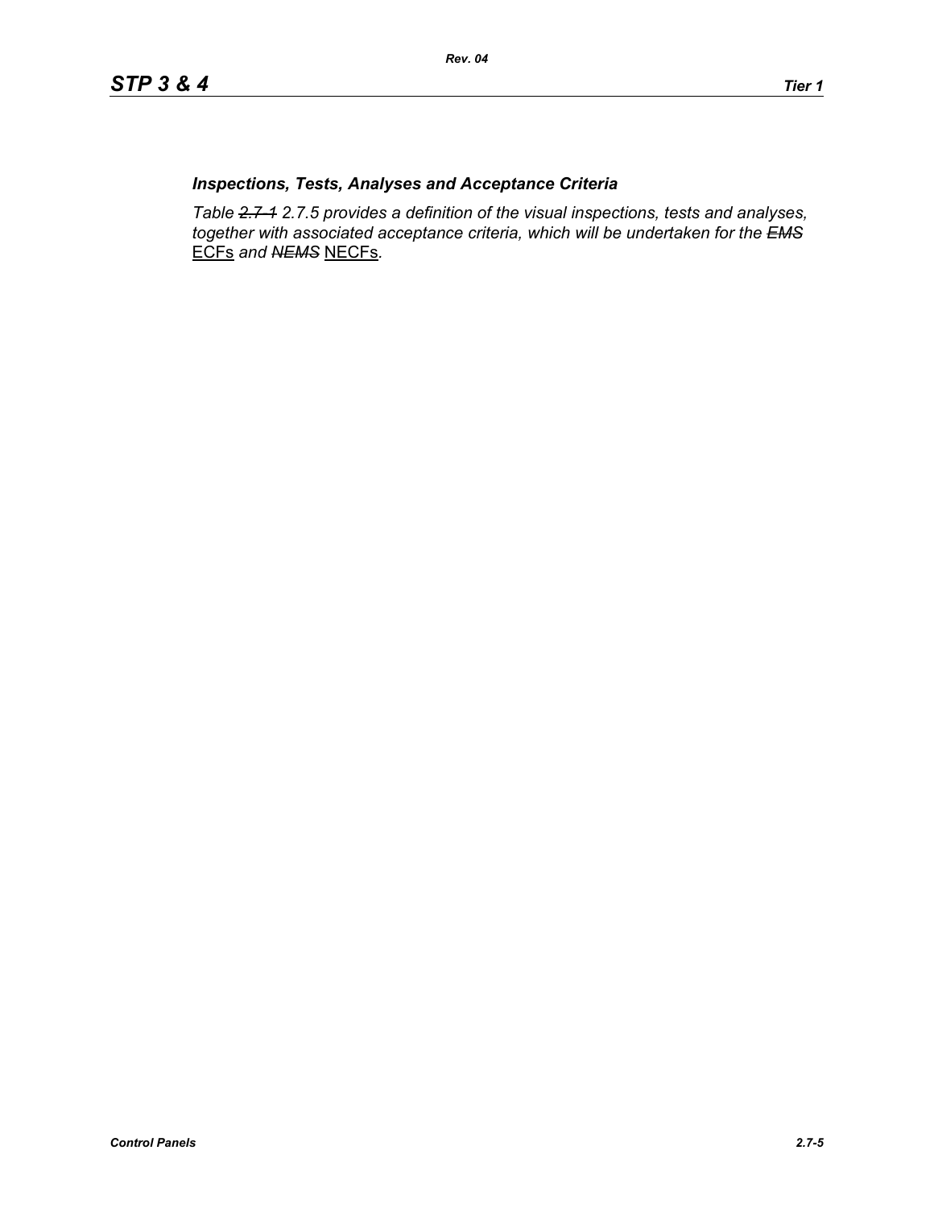***Inspections, Tests, Analyses and Acceptance Criteria***

*Table ~~2.7-1~~ 2.7.5 provides a definition of the visual inspections, tests and analyses, together with associated acceptance criteria, which will be undertaken for the ~~EMS~~* <u>ECFs</u> *and ~~NEMS~~* <u>NECFs</u>*.*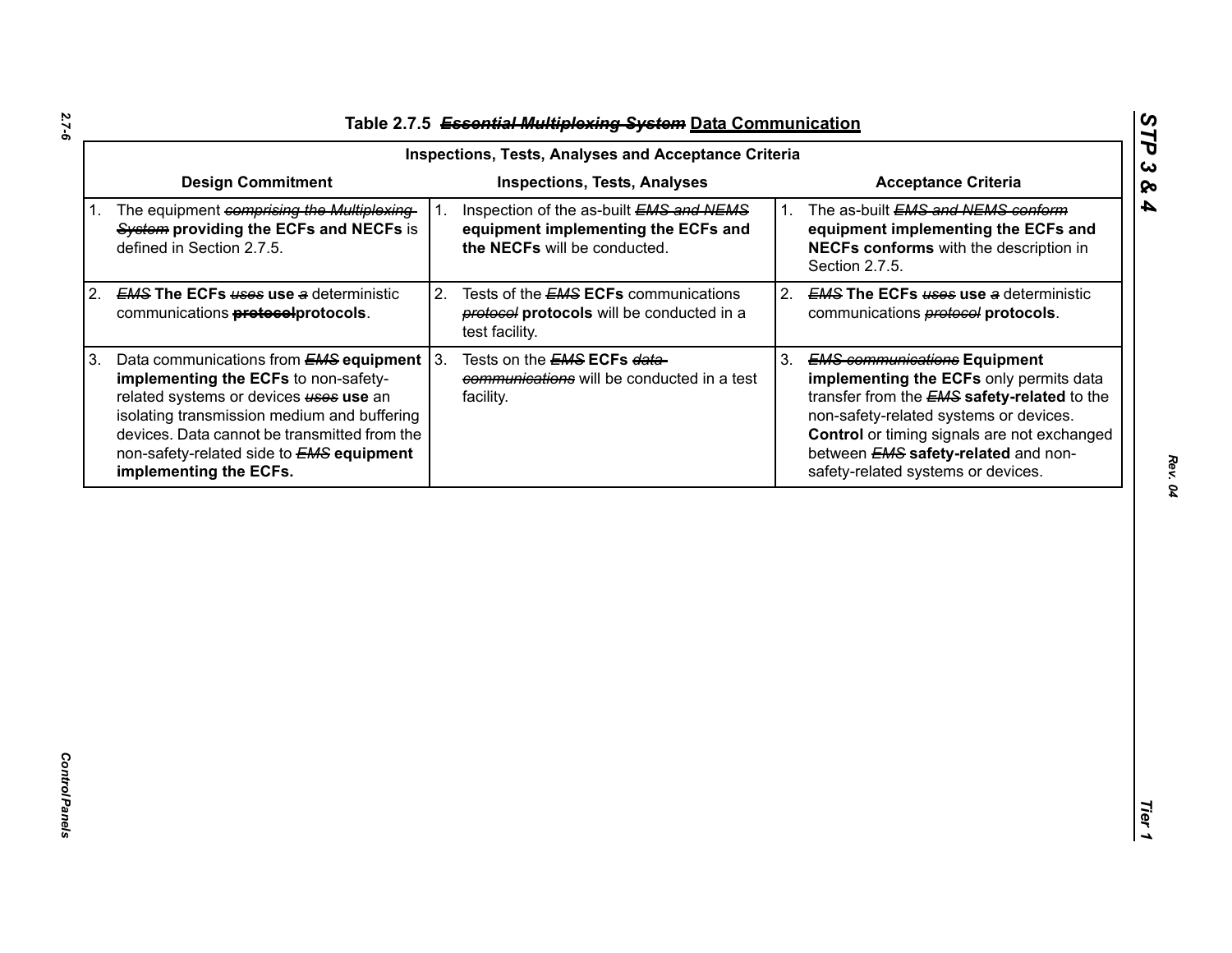# Table 2.7.5 ~~*Essential Multiplexing System*~~ Data Communication

| Inspections, Tests, Analyses and Acceptance Criteria | | |
|---|---|---|
| **Design Commitment** | **Inspections, Tests, Analyses** | **Acceptance Criteria** |
| 1. The equipment ~~*comprising the Multiplexing System*~~ **providing the ECFs and NECFs** is defined in Section 2.7.5. | 1. Inspection of the as-built ~~*EMS and NEMS*~~ **equipment implementing the ECFs and the NECFs** will be conducted. | 1. The as-built ~~*EMS and NEMS conform*~~ **equipment implementing the ECFs and NECFs conforms** with the description in Section 2.7.5. |
| 2. ~~*EMS*~~ **The ECFs** ~~*uses*~~ **use** ~~*a*~~ deterministic communications ~~**protocol**~~**protocols**. | 2. Tests of the ~~*EMS*~~ **ECFs** communications ~~*protocol*~~ **protocols** will be conducted in a test facility. | 2. ~~*EMS*~~ **The ECFs** ~~*uses*~~ **use** ~~*a*~~ deterministic communications ~~*protocol*~~ **protocols**. |
| 3. Data communications from ~~*EMS*~~ **equipment implementing the ECFs** to non-safety-related systems or devices ~~*uses*~~ **use** an isolating transmission medium and buffering devices. Data cannot be transmitted from the non-safety-related side to ~~*EMS*~~ **equipment implementing the ECFs.** | 3. Tests on the ~~*EMS*~~ **ECFs** ~~*data communications*~~ will be conducted in a test facility. | 3. ~~*EMS communications*~~ **Equipment implementing the ECFs** only permits data transfer from the ~~*EMS*~~ **safety-related** to the non-safety-related systems or devices. **Control** or timing signals are not exchanged between ~~*EMS*~~ **safety-related** and non-safety-related systems or devices. |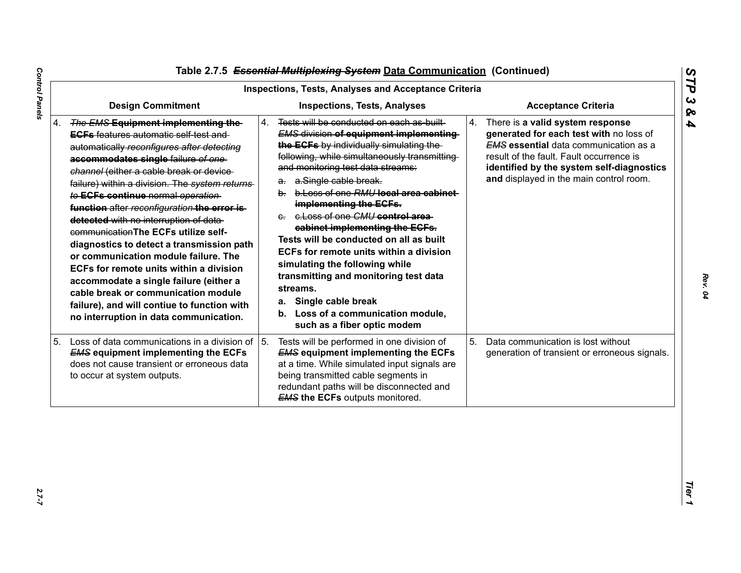Table 2.7.5 ~~*Essential Multiplexing System*~~ Data Communication (Continued)

| Inspections, Tests, Analyses and Acceptance Criteria | | |
|---|---|---|
| **Design Commitment** | **Inspections, Tests, Analyses** | **Acceptance Criteria** |
| 4. ~~*The EMS*~~ **Equipment implementing the** ~~**ECFs** features automatic self-test and automatically *reconfigures after detecting*~~ **accommodates single** failure ~~*of one channel*~~ (either a cable break or device failure) within a division. The ~~*system returns to*~~ **ECFs continue** normal ~~*operation*~~ **function** after ~~*reconfiguration*~~ ~~**the error is detected** with no interruption of data communication~~**The ECFs utilize self-diagnostics to detect a transmission path or communication module failure. The ECFs for remote units within a division accommodate a single failure (either a cable break or communication module failure), and will contiue to function with no interruption in data communication.** | 4. ~~Tests will be conducted on each as-built *EMS* division **of equipment implementing the ECFs** by individually simulating the following, while simultaneously transmitting and monitoring test data streams:~~<br>~~a. a.Single cable break.~~<br>~~b. b.Loss of one *RMU* **local area cabinet implementing the ECFs.**~~<br>~~c. c.Loss of one *CMU* **control area cabinet implementing the ECFs.**~~<br>**Tests will be conducted on all as built ECFs for remote units within a division simulating the following while transmitting and monitoring test data streams.**<br>**a. Single cable break**<br>**b. Loss of a communication module, such as a fiber optic modem** | 4. There is **a valid system response generated for each test with** no loss of ~~*EMS*~~ **essential** data communication as a result of the fault. Fault occurrence is **identified by the system self-diagnostics and** displayed in the main control room. |
| 5. Loss of data communications in a division of ~~*EMS*~~ **equipment implementing the ECFs** does not cause transient or erroneous data to occur at system outputs. | 5. Tests will be performed in one division of ~~*EMS*~~ **equipment implementing the ECFs** at a time. While simulated input signals are being transmitted cable segments in redundant paths will be disconnected and ~~*EMS*~~ **the ECFs** outputs monitored. | 5. Data communication is lost without generation of transient or erroneous signals. |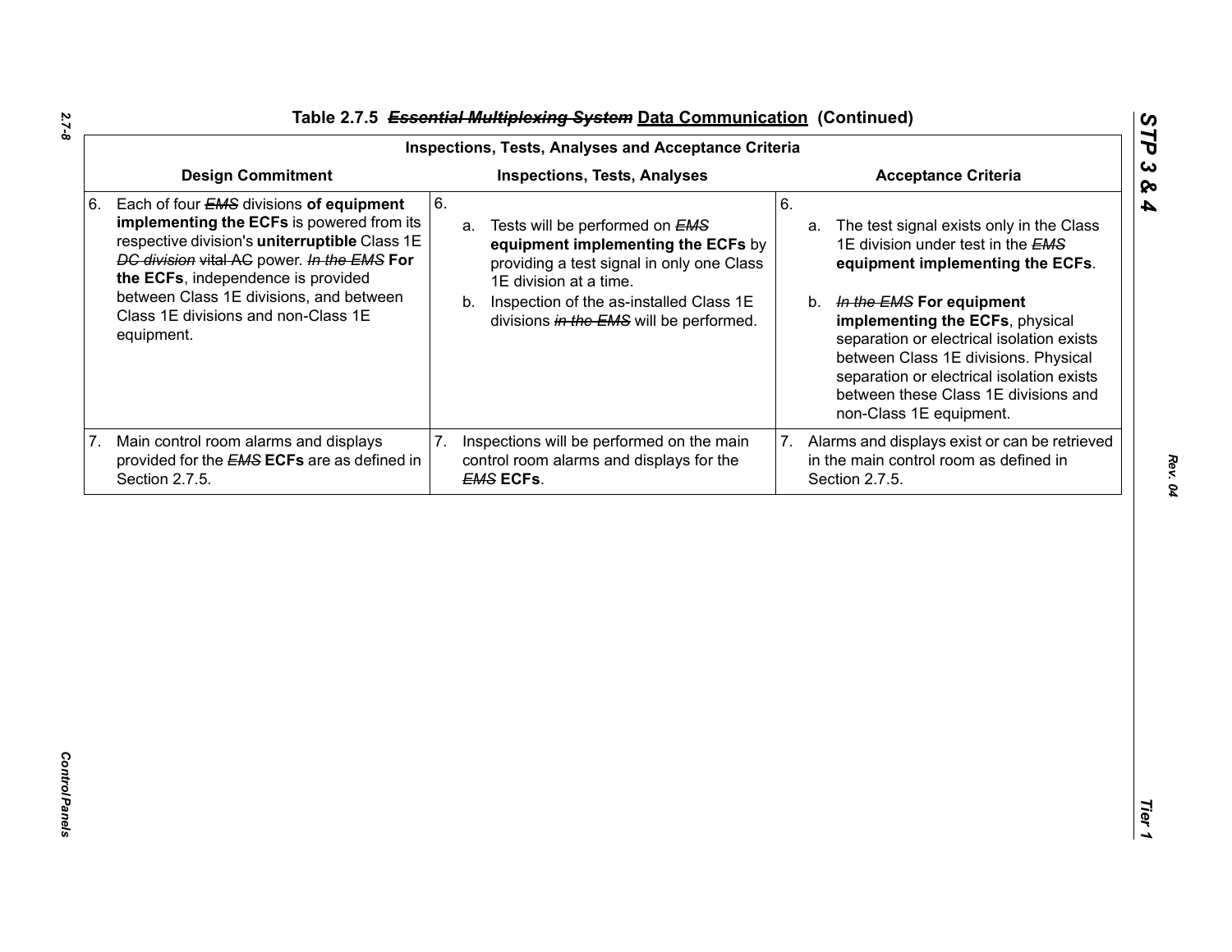# Table 2.7.5 ~~*Essential Multiplexing System*~~ Data Communication (Continued)

| Inspections, Tests, Analyses and Acceptance Criteria | | |
|---|---|---|
| **Design Commitment** | **Inspections, Tests, Analyses** | **Acceptance Criteria** |
| 6. Each of four ~~*EMS*~~ divisions **of equipment implementing the ECFs** is powered from its respective division's **uniterruptible** Class 1E ~~*DC division*~~ ~~vital AC~~ power. ~~*In the EMS*~~ **For the ECFs**, independence is provided between Class 1E divisions, and between Class 1E divisions and non-Class 1E equipment. | 6. a. Tests will be performed on ~~*EMS*~~ **equipment implementing the ECFs** by providing a test signal in only one Class 1E division at a time. b. Inspection of the as-installed Class 1E divisions ~~*in the EMS*~~ will be performed. | 6. a. The test signal exists only in the Class 1E division under test in the ~~*EMS*~~ **equipment implementing the ECFs**. b. ~~*In the EMS*~~ **For equipment implementing the ECFs**, physical separation or electrical isolation exists between Class 1E divisions. Physical separation or electrical isolation exists between these Class 1E divisions and non-Class 1E equipment. |
| 7. Main control room alarms and displays provided for the ~~*EMS*~~ **ECFs** are as defined in Section 2.7.5. | 7. Inspections will be performed on the main control room alarms and displays for the ~~*EMS*~~ **ECFs**. | 7. Alarms and displays exist or can be retrieved in the main control room as defined in Section 2.7.5. |